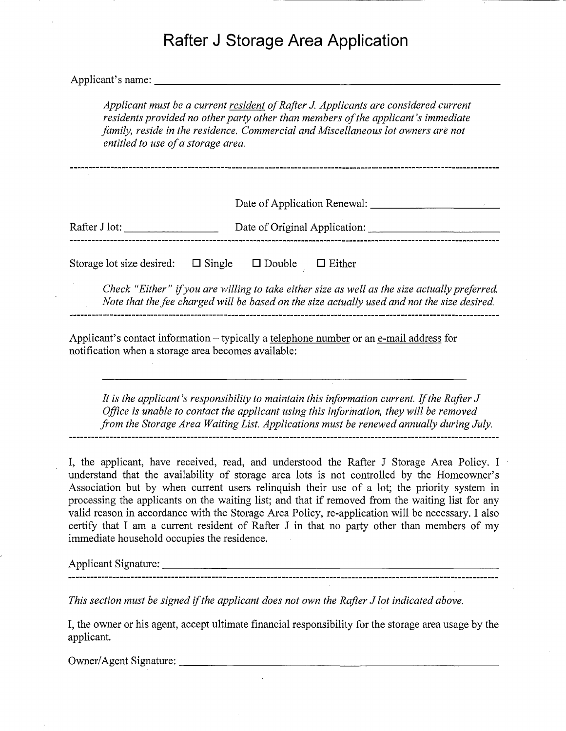# Rafter J Storage Area Application

Applicant's name: ______________________________________________

*Applicant must be a current* ***resident*** *of Rafter J. Applicants are considered current residents provided no other party other than members of the applicant's immediate family, reside in the residence. Commercial and Miscellaneous lot owners are not entitled to use of a storage area.*

---

Date of Application Renewal: ______________________

Rafter J lot: ________________ Date of Original Application: ______________________

---

Storage lot size desired: ☐ Single ☐ Double ☐ Either

*Check "Either" if you are willing to take either size as well as the size actually preferred. Note that the fee charged will be based on the size actually used and not the size desired.*

---

Applicant's contact information – typically a telephone number or an e-mail address for notification when a storage area becomes available:

______________________________________________

*It is the applicant's responsibility to maintain this information current. If the Rafter J Office is unable to contact the applicant using this information, they will be removed from the Storage Area Waiting List. Applications must be renewed annually during July.*

---

I, the applicant, have received, read, and understood the Rafter J Storage Area Policy. I understand that the availability of storage area lots is not controlled by the Homeowner's Association but by when current users relinquish their use of a lot; the priority system in processing the applicants on the waiting list; and that if removed from the waiting list for any valid reason in accordance with the Storage Area Policy, re-application will be necessary. I also certify that I am a current resident of Rafter J in that no party other than members of my immediate household occupies the residence.

Applicant Signature: ______________________________________________

---

*This section must be signed if the applicant does not own the Rafter J lot indicated above.*

I, the owner or his agent, accept ultimate financial responsibility for the storage area usage by the applicant.

Owner/Agent Signature: ______________________________________________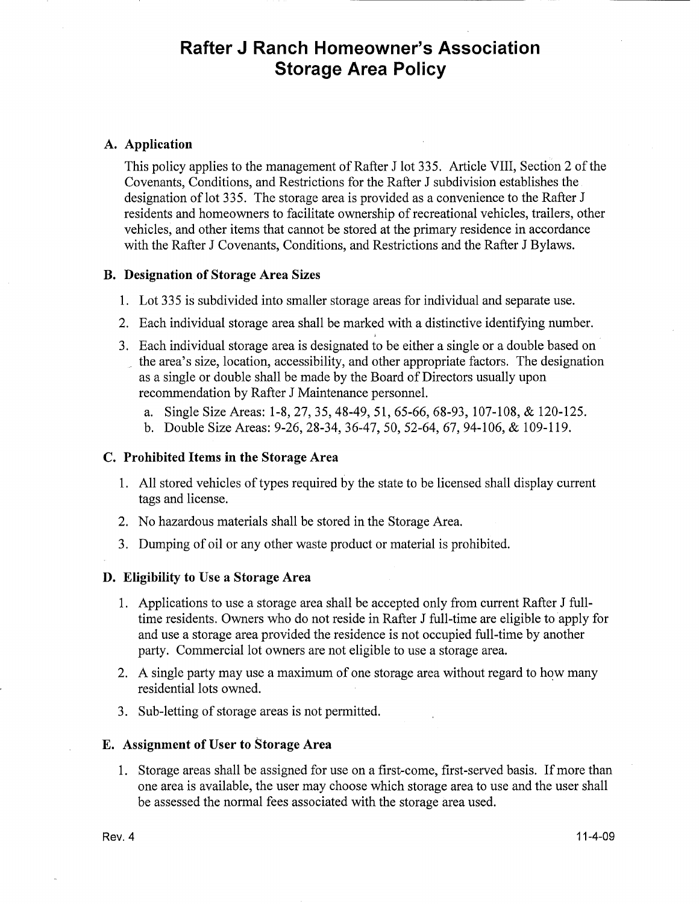# Rafter J Ranch Homeowner's Association Storage Area Policy

## A. Application

This policy applies to the management of Rafter J lot 335. Article VIII, Section 2 of the Covenants, Conditions, and Restrictions for the Rafter J subdivision establishes the designation of lot 335. The storage area is provided as a convenience to the Rafter J residents and homeowners to facilitate ownership of recreational vehicles, trailers, other vehicles, and other items that cannot be stored at the primary residence in accordance with the Rafter J Covenants, Conditions, and Restrictions and the Rafter J Bylaws.

## B. Designation of Storage Area Sizes

1. Lot 335 is subdivided into smaller storage areas for individual and separate use.
2. Each individual storage area shall be marked with a distinctive identifying number.
3. Each individual storage area is designated to be either a single or a double based on the area's size, location, accessibility, and other appropriate factors. The designation as a single or double shall be made by the Board of Directors usually upon recommendation by Rafter J Maintenance personnel.
   a. Single Size Areas: 1-8, 27, 35, 48-49, 51, 65-66, 68-93, 107-108, & 120-125.
   b. Double Size Areas: 9-26, 28-34, 36-47, 50, 52-64, 67, 94-106, & 109-119.

## C. Prohibited Items in the Storage Area

1. All stored vehicles of types required by the state to be licensed shall display current tags and license.
2. No hazardous materials shall be stored in the Storage Area.
3. Dumping of oil or any other waste product or material is prohibited.

## D. Eligibility to Use a Storage Area

1. Applications to use a storage area shall be accepted only from current Rafter J full-time residents. Owners who do not reside in Rafter J full-time are eligible to apply for and use a storage area provided the residence is not occupied full-time by another party. Commercial lot owners are not eligible to use a storage area.
2. A single party may use a maximum of one storage area without regard to how many residential lots owned.
3. Sub-letting of storage areas is not permitted.

## E. Assignment of User to Storage Area

1. Storage areas shall be assigned for use on a first-come, first-served basis. If more than one area is available, the user may choose which storage area to use and the user shall be assessed the normal fees associated with the storage area used.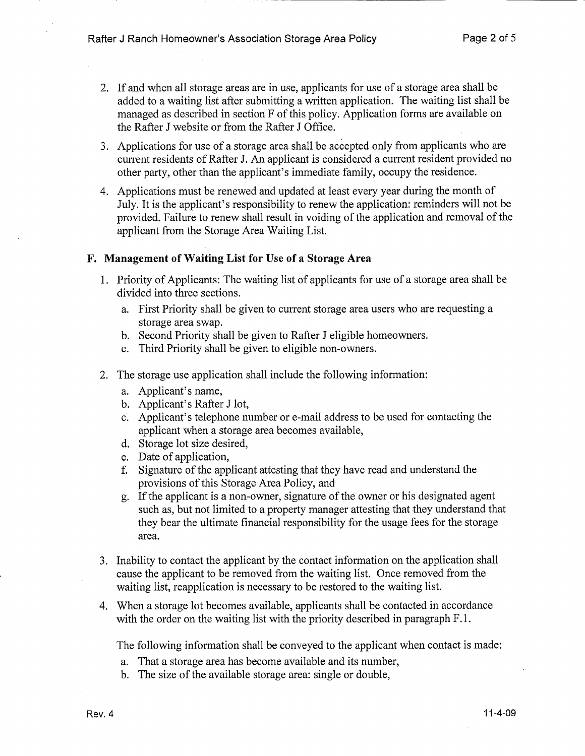2. If and when all storage areas are in use, applicants for use of a storage area shall be added to a waiting list after submitting a written application. The waiting list shall be managed as described in section F of this policy. Application forms are available on the Rafter J website or from the Rafter J Office.

3. Applications for use of a storage area shall be accepted only from applicants who are current residents of Rafter J. An applicant is considered a current resident provided no other party, other than the applicant's immediate family, occupy the residence.

4. Applications must be renewed and updated at least every year during the month of July. It is the applicant's responsibility to renew the application: reminders will not be provided. Failure to renew shall result in voiding of the application and removal of the applicant from the Storage Area Waiting List.

### F. Management of Waiting List for Use of a Storage Area

1. Priority of Applicants: The waiting list of applicants for use of a storage area shall be divided into three sections.
   a. First Priority shall be given to current storage area users who are requesting a storage area swap.
   b. Second Priority shall be given to Rafter J eligible homeowners.
   c. Third Priority shall be given to eligible non-owners.

2. The storage use application shall include the following information:
   a. Applicant's name,
   b. Applicant's Rafter J lot,
   c. Applicant's telephone number or e-mail address to be used for contacting the applicant when a storage area becomes available,
   d. Storage lot size desired,
   e. Date of application,
   f. Signature of the applicant attesting that they have read and understand the provisions of this Storage Area Policy, and
   g. If the applicant is a non-owner, signature of the owner or his designated agent such as, but not limited to a property manager attesting that they understand that they bear the ultimate financial responsibility for the usage fees for the storage area.

3. Inability to contact the applicant by the contact information on the application shall cause the applicant to be removed from the waiting list. Once removed from the waiting list, reapplication is necessary to be restored to the waiting list.

4. When a storage lot becomes available, applicants shall be contacted in accordance with the order on the waiting list with the priority described in paragraph F.1.

   The following information shall be conveyed to the applicant when contact is made:
   a. That a storage area has become available and its number,
   b. The size of the available storage area: single or double,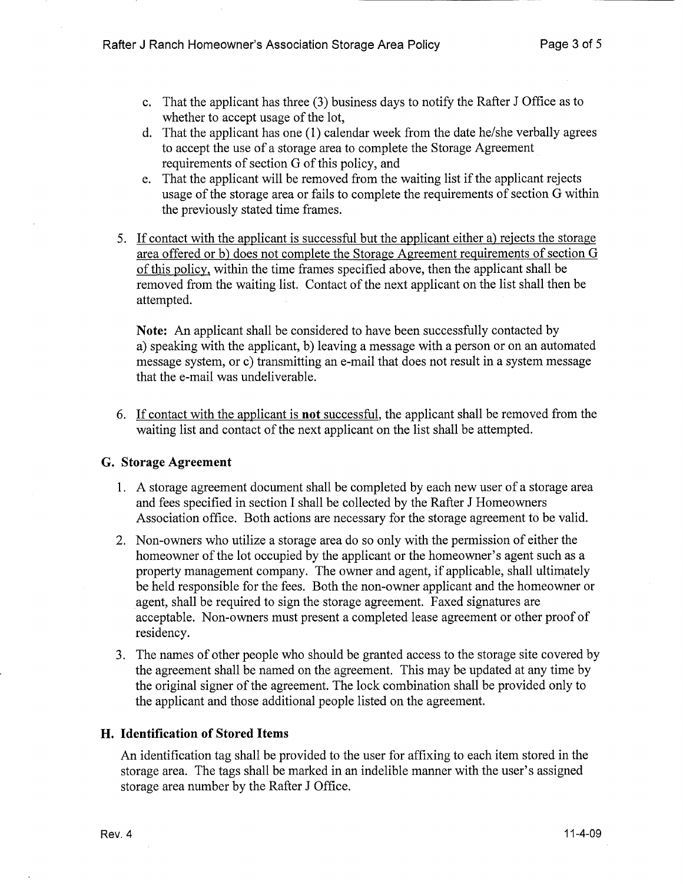c. That the applicant has three (3) business days to notify the Rafter J Office as to whether to accept usage of the lot,
d. That the applicant has one (1) calendar week from the date he/she verbally agrees to accept the use of a storage area to complete the Storage Agreement requirements of section G of this policy, and
e. That the applicant will be removed from the waiting list if the applicant rejects usage of the storage area or fails to complete the requirements of section G within the previously stated time frames.

5. <u>If contact with the applicant is successful but the applicant either a) rejects the storage area offered or b) does not complete the Storage Agreement requirements of section G of this policy,</u> within the time frames specified above, then the applicant shall be removed from the waiting list. Contact of the next applicant on the list shall then be attempted.

   **Note:** An applicant shall be considered to have been successfully contacted by a) speaking with the applicant, b) leaving a message with a person or on an automated message system, or c) transmitting an e-mail that does not result in a system message that the e-mail was undeliverable.

6. <u>If contact with the applicant is **not** successful</u>, the applicant shall be removed from the waiting list and contact of the next applicant on the list shall be attempted.

### G. Storage Agreement

1. A storage agreement document shall be completed by each new user of a storage area and fees specified in section I shall be collected by the Rafter J Homeowners Association office. Both actions are necessary for the storage agreement to be valid.
2. Non-owners who utilize a storage area do so only with the permission of either the homeowner of the lot occupied by the applicant or the homeowner's agent such as a property management company. The owner and agent, if applicable, shall ultimately be held responsible for the fees. Both the non-owner applicant and the homeowner or agent, shall be required to sign the storage agreement. Faxed signatures are acceptable. Non-owners must present a completed lease agreement or other proof of residency.
3. The names of other people who should be granted access to the storage site covered by the agreement shall be named on the agreement. This may be updated at any time by the original signer of the agreement. The lock combination shall be provided only to the applicant and those additional people listed on the agreement.

### H. Identification of Stored Items

An identification tag shall be provided to the user for affixing to each item stored in the storage area. The tags shall be marked in an indelible manner with the user's assigned storage area number by the Rafter J Office.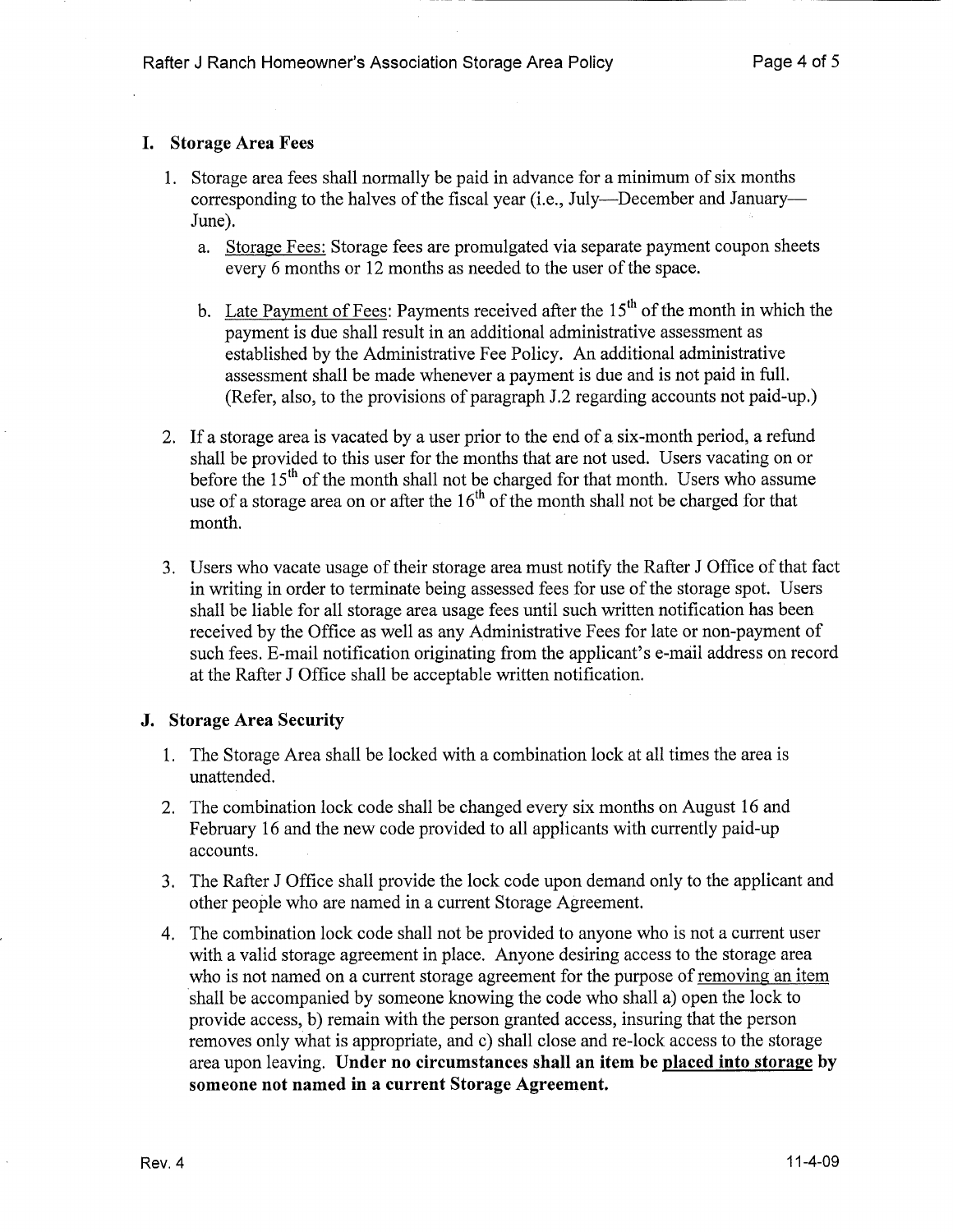## I. Storage Area Fees

1. Storage area fees shall normally be paid in advance for a minimum of six months corresponding to the halves of the fiscal year (i.e., July—December and January—June).
   a. Storage Fees: Storage fees are promulgated via separate payment coupon sheets every 6 months or 12 months as needed to the user of the space.
   b. Late Payment of Fees: Payments received after the 15th of the month in which the payment is due shall result in an additional administrative assessment as established by the Administrative Fee Policy. An additional administrative assessment shall be made whenever a payment is due and is not paid in full. (Refer, also, to the provisions of paragraph J.2 regarding accounts not paid-up.)
2. If a storage area is vacated by a user prior to the end of a six-month period, a refund shall be provided to this user for the months that are not used. Users vacating on or before the 15th of the month shall not be charged for that month. Users who assume use of a storage area on or after the 16th of the month shall not be charged for that month.
3. Users who vacate usage of their storage area must notify the Rafter J Office of that fact in writing in order to terminate being assessed fees for use of the storage spot. Users shall be liable for all storage area usage fees until such written notification has been received by the Office as well as any Administrative Fees for late or non-payment of such fees. E-mail notification originating from the applicant's e-mail address on record at the Rafter J Office shall be acceptable written notification.

## J. Storage Area Security

1. The Storage Area shall be locked with a combination lock at all times the area is unattended.
2. The combination lock code shall be changed every six months on August 16 and February 16 and the new code provided to all applicants with currently paid-up accounts.
3. The Rafter J Office shall provide the lock code upon demand only to the applicant and other people who are named in a current Storage Agreement.
4. The combination lock code shall not be provided to anyone who is not a current user with a valid storage agreement in place. Anyone desiring access to the storage area who is not named on a current storage agreement for the purpose of removing an item shall be accompanied by someone knowing the code who shall a) open the lock to provide access, b) remain with the person granted access, insuring that the person removes only what is appropriate, and c) shall close and re-lock access to the storage area upon leaving. **Under no circumstances shall an item be placed into storage by someone not named in a current Storage Agreement.**

Rev. 4 11-4-09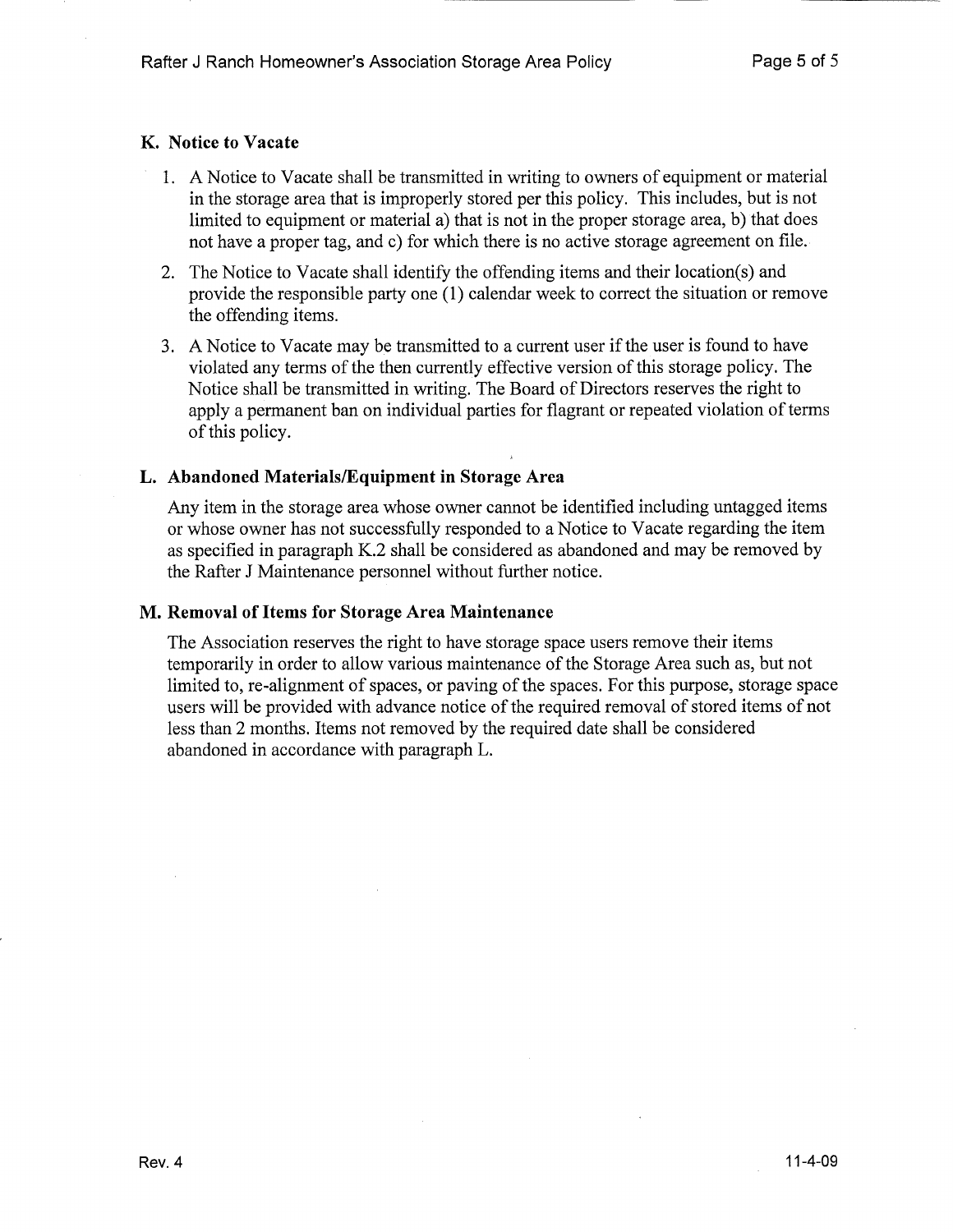### K. Notice to Vacate

1. A Notice to Vacate shall be transmitted in writing to owners of equipment or material in the storage area that is improperly stored per this policy. This includes, but is not limited to equipment or material a) that is not in the proper storage area, b) that does not have a proper tag, and c) for which there is no active storage agreement on file.
2. The Notice to Vacate shall identify the offending items and their location(s) and provide the responsible party one (1) calendar week to correct the situation or remove the offending items.
3. A Notice to Vacate may be transmitted to a current user if the user is found to have violated any terms of the then currently effective version of this storage policy. The Notice shall be transmitted in writing. The Board of Directors reserves the right to apply a permanent ban on individual parties for flagrant or repeated violation of terms of this policy.

### L. Abandoned Materials/Equipment in Storage Area

Any item in the storage area whose owner cannot be identified including untagged items or whose owner has not successfully responded to a Notice to Vacate regarding the item as specified in paragraph K.2 shall be considered as abandoned and may be removed by the Rafter J Maintenance personnel without further notice.

### M. Removal of Items for Storage Area Maintenance

The Association reserves the right to have storage space users remove their items temporarily in order to allow various maintenance of the Storage Area such as, but not limited to, re-alignment of spaces, or paving of the spaces. For this purpose, storage space users will be provided with advance notice of the required removal of stored items of not less than 2 months. Items not removed by the required date shall be considered abandoned in accordance with paragraph L.